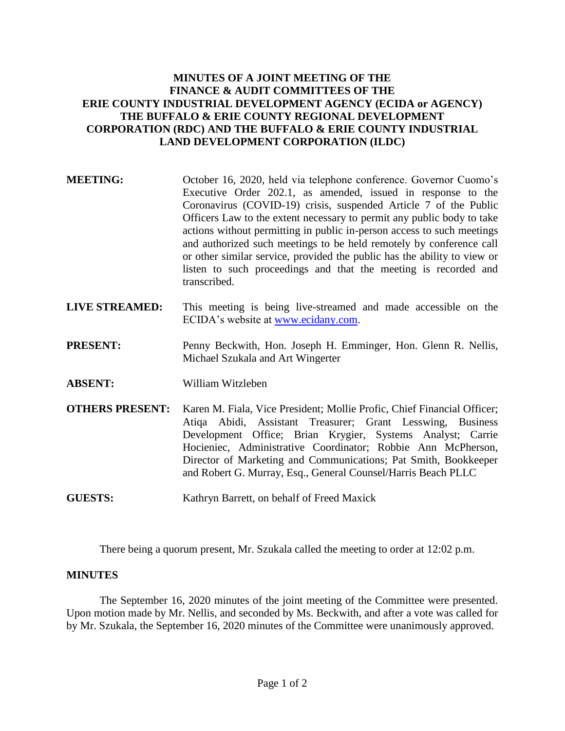# MINUTES OF A JOINT MEETING OF THE FINANCE & AUDIT COMMITTEES OF THE ERIE COUNTY INDUSTRIAL DEVELOPMENT AGENCY (ECIDA or AGENCY) THE BUFFALO & ERIE COUNTY REGIONAL DEVELOPMENT CORPORATION (RDC) AND THE BUFFALO & ERIE COUNTY INDUSTRIAL LAND DEVELOPMENT CORPORATION (ILDC)

**MEETING:** October 16, 2020, held via telephone conference. Governor Cuomo's Executive Order 202.1, as amended, issued in response to the Coronavirus (COVID-19) crisis, suspended Article 7 of the Public Officers Law to the extent necessary to permit any public body to take actions without permitting in public in-person access to such meetings and authorized such meetings to be held remotely by conference call or other similar service, provided the public has the ability to view or listen to such proceedings and that the meeting is recorded and transcribed.

**LIVE STREAMED:** This meeting is being live-streamed and made accessible on the ECIDA's website at www.ecidany.com.

**PRESENT:** Penny Beckwith, Hon. Joseph H. Emminger, Hon. Glenn R. Nellis, Michael Szukala and Art Wingerter

**ABSENT:** William Witzleben

**OTHERS PRESENT:** Karen M. Fiala, Vice President; Mollie Profic, Chief Financial Officer; Atiqa Abidi, Assistant Treasurer; Grant Lesswing, Business Development Office; Brian Krygier, Systems Analyst; Carrie Hocieniec, Administrative Coordinator; Robbie Ann McPherson, Director of Marketing and Communications; Pat Smith, Bookkeeper and Robert G. Murray, Esq., General Counsel/Harris Beach PLLC

**GUESTS:** Kathryn Barrett, on behalf of Freed Maxick

There being a quorum present, Mr. Szukala called the meeting to order at 12:02 p.m.

## MINUTES

The September 16, 2020 minutes of the joint meeting of the Committee were presented. Upon motion made by Mr. Nellis, and seconded by Ms. Beckwith, and after a vote was called for by Mr. Szukala, the September 16, 2020 minutes of the Committee were unanimously approved.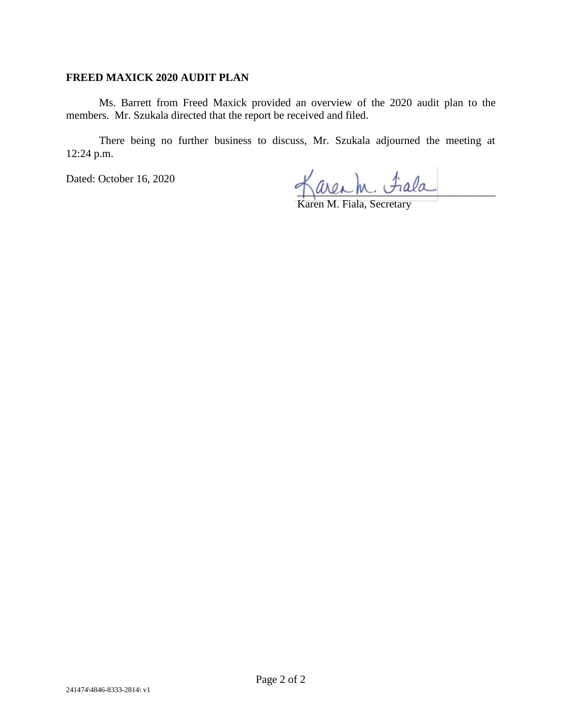## FREED MAXICK 2020 AUDIT PLAN

Ms. Barrett from Freed Maxick provided an overview of the 2020 audit plan to the members. Mr. Szukala directed that the report be received and filed.

There being no further business to discuss, Mr. Szukala adjourned the meeting at 12:24 p.m.

Dated: October 16, 2020

Karen M. Fiala, Secretary

241474\4846-8333-2814\ v1